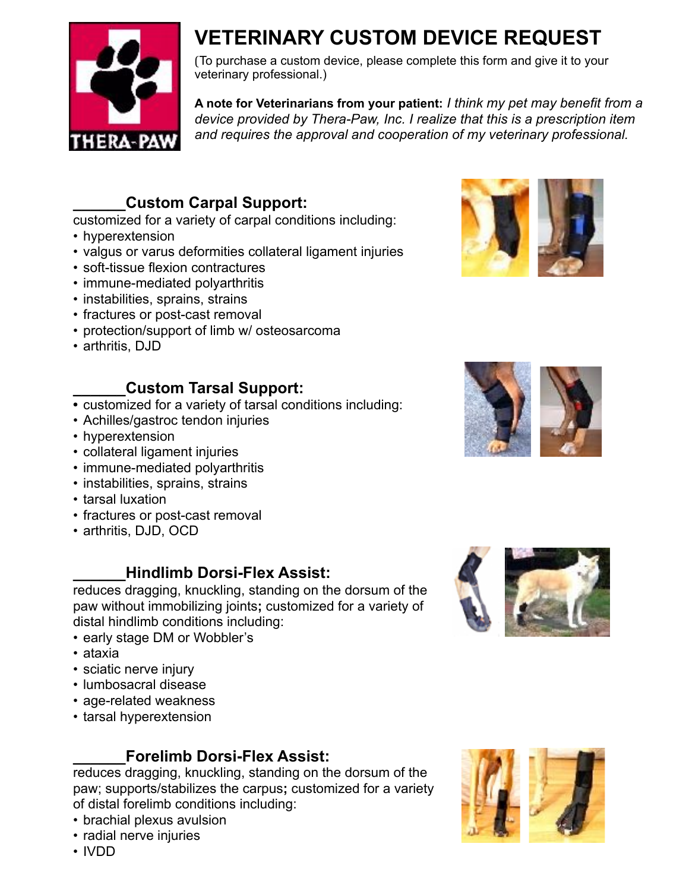THERA-PAW

# VETERINARY CUSTOM DEVICE REQUEST

(To purchase a custom device, please complete this form and give it to your veterinary professional.)

**A note for Veterinarians from your patient:** *I think my pet may benefit from a device provided by Thera-Paw, Inc. I realize that this is a prescription item and requires the approval and cooperation of my veterinary professional.*

## ______Custom Carpal Support:

customized for a variety of carpal conditions including:

- hyperextension
- valgus or varus deformities collateral ligament injuries
- soft-tissue flexion contractures
- immune-mediated polyarthritis
- instabilities, sprains, strains
- fractures or post-cast removal
- protection/support of limb w/ osteosarcoma
- arthritis, DJD

## ______Custom Tarsal Support:

- customized for a variety of tarsal conditions including:
- Achilles/gastroc tendon injuries
- hyperextension
- collateral ligament injuries
- immune-mediated polyarthritis
- instabilities, sprains, strains
- tarsal luxation
- fractures or post-cast removal
- arthritis, DJD, OCD

## ______Hindlimb Dorsi-Flex Assist:

reduces dragging, knuckling, standing on the dorsum of the paw without immobilizing joints**;** customized for a variety of distal hindlimb conditions including:

- early stage DM or Wobbler's
- ataxia
- sciatic nerve injury
- lumbosacral disease
- age-related weakness
- tarsal hyperextension

## ______Forelimb Dorsi-Flex Assist:

reduces dragging, knuckling, standing on the dorsum of the paw; supports/stabilizes the carpus**;** customized for a variety of distal forelimb conditions including:

- brachial plexus avulsion
- radial nerve injuries
- IVDD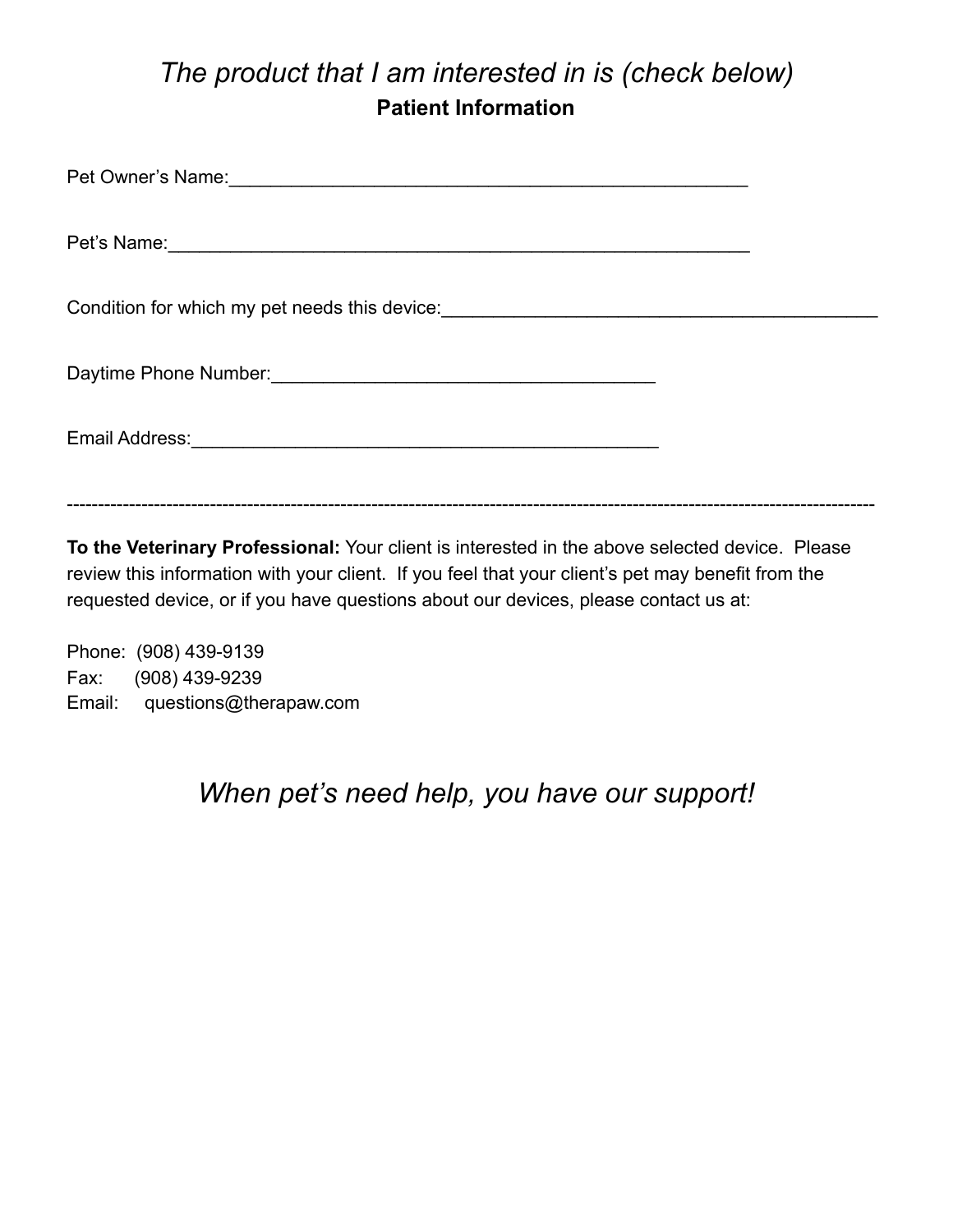*The product that I am interested in is (check below)*

**Patient Information**

Pet Owner's Name:___________________________________________________

Pet's Name:________________________________________________________

Condition for which my pet needs this device:_____________________________________________

Daytime Phone Number:______________________________________

Email Address:_______________________________________________

---

**To the Veterinary Professional:** Your client is interested in the above selected device. Please review this information with your client. If you feel that your client's pet may benefit from the requested device, or if you have questions about our devices, please contact us at:

Phone: (908) 439-9139
Fax: (908) 439-9239
Email: questions@therapaw.com

*When pet's need help, you have our support!*